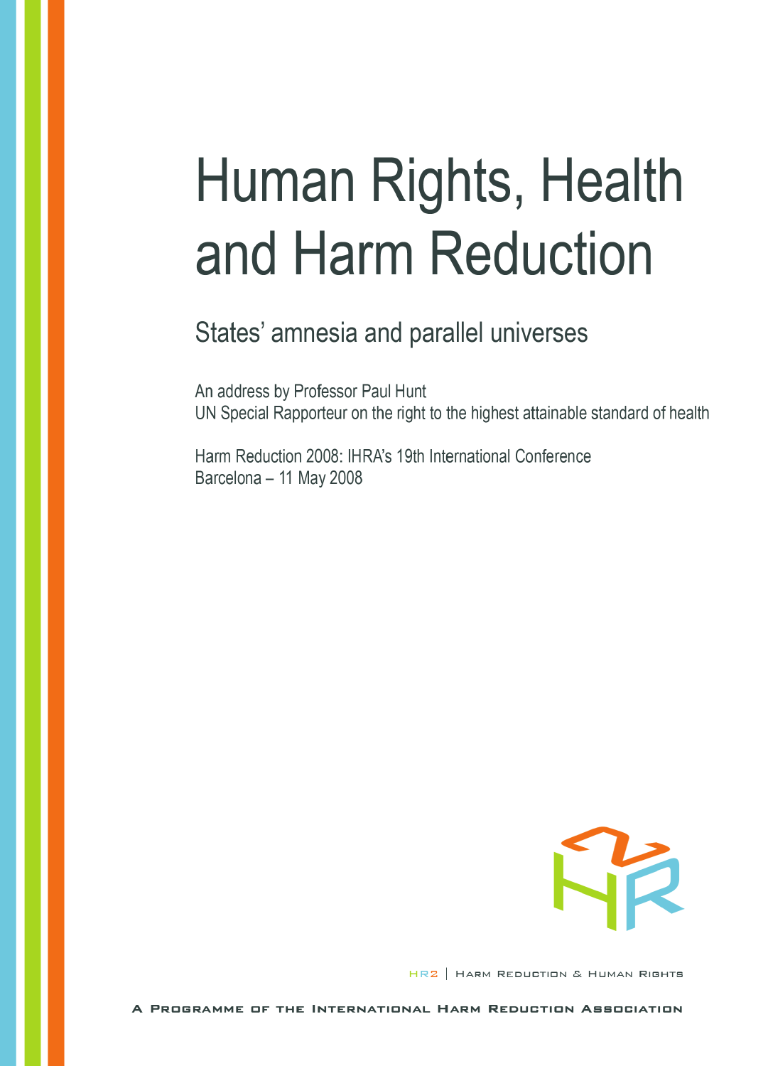# Human Rights, Health and Harm Reduction

## States' amnesia and parallel universes

An address by Professor Paul Hunt
UN Special Rapporteur on the right to the highest attainable standard of health

Harm Reduction 2008: IHRA's 19th International Conference
Barcelona – 11 May 2008

HR2 | Harm Reduction & Human Rights

A Programme of the International Harm Reduction Association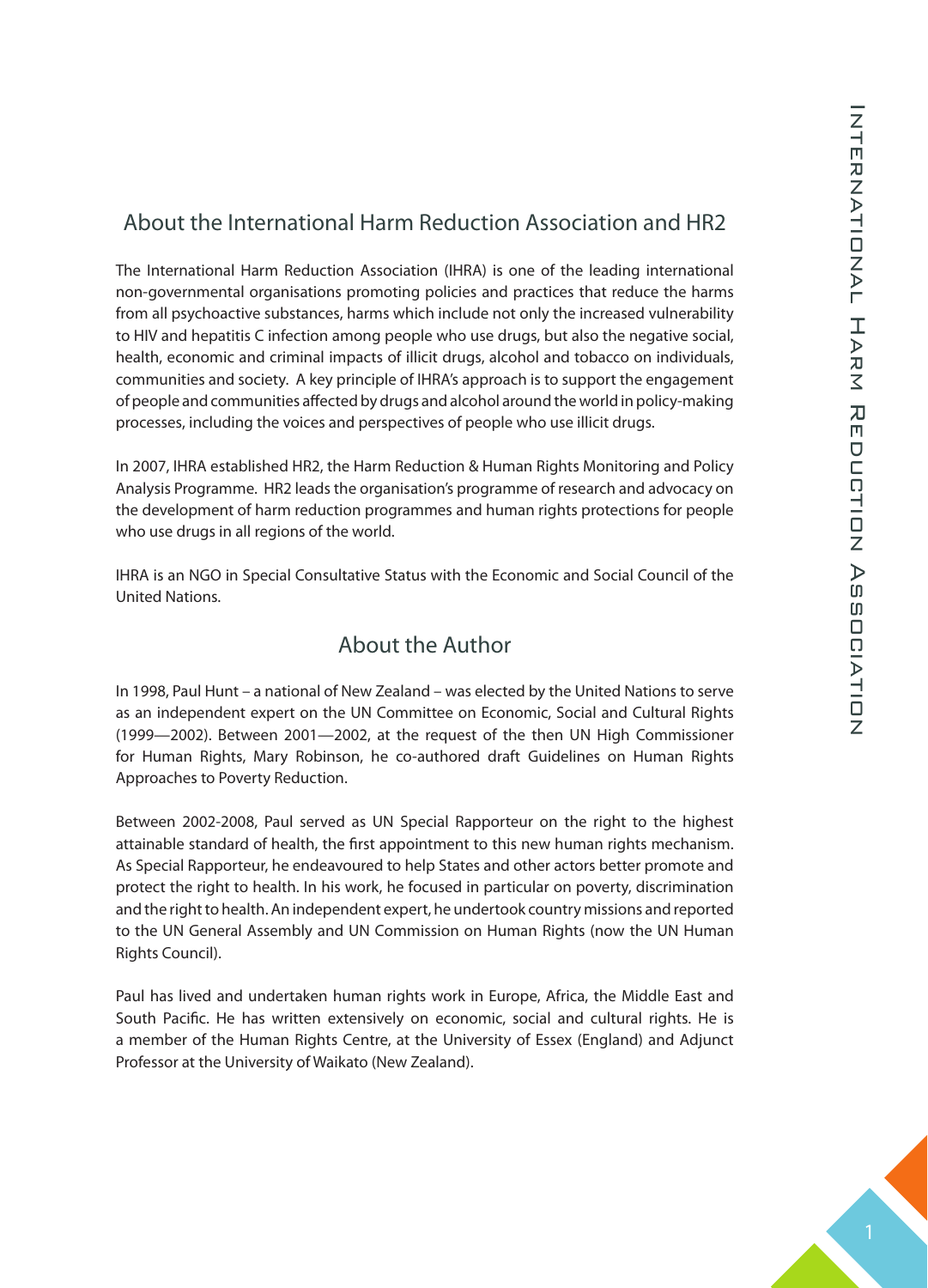## About the International Harm Reduction Association and HR2

The International Harm Reduction Association (IHRA) is one of the leading international non-governmental organisations promoting policies and practices that reduce the harms from all psychoactive substances, harms which include not only the increased vulnerability to HIV and hepatitis C infection among people who use drugs, but also the negative social, health, economic and criminal impacts of illicit drugs, alcohol and tobacco on individuals, communities and society. A key principle of IHRA's approach is to support the engagement of people and communities affected by drugs and alcohol around the world in policy-making processes, including the voices and perspectives of people who use illicit drugs.

In 2007, IHRA established HR2, the Harm Reduction & Human Rights Monitoring and Policy Analysis Programme. HR2 leads the organisation's programme of research and advocacy on the development of harm reduction programmes and human rights protections for people who use drugs in all regions of the world.

IHRA is an NGO in Special Consultative Status with the Economic and Social Council of the United Nations.

## About the Author

In 1998, Paul Hunt – a national of New Zealand – was elected by the United Nations to serve as an independent expert on the UN Committee on Economic, Social and Cultural Rights (1999—2002). Between 2001—2002, at the request of the then UN High Commissioner for Human Rights, Mary Robinson, he co-authored draft Guidelines on Human Rights Approaches to Poverty Reduction.

Between 2002-2008, Paul served as UN Special Rapporteur on the right to the highest attainable standard of health, the first appointment to this new human rights mechanism. As Special Rapporteur, he endeavoured to help States and other actors better promote and protect the right to health. In his work, he focused in particular on poverty, discrimination and the right to health. An independent expert, he undertook country missions and reported to the UN General Assembly and UN Commission on Human Rights (now the UN Human Rights Council).

Paul has lived and undertaken human rights work in Europe, Africa, the Middle East and South Pacific. He has written extensively on economic, social and cultural rights. He is a member of the Human Rights Centre, at the University of Essex (England) and Adjunct Professor at the University of Waikato (New Zealand).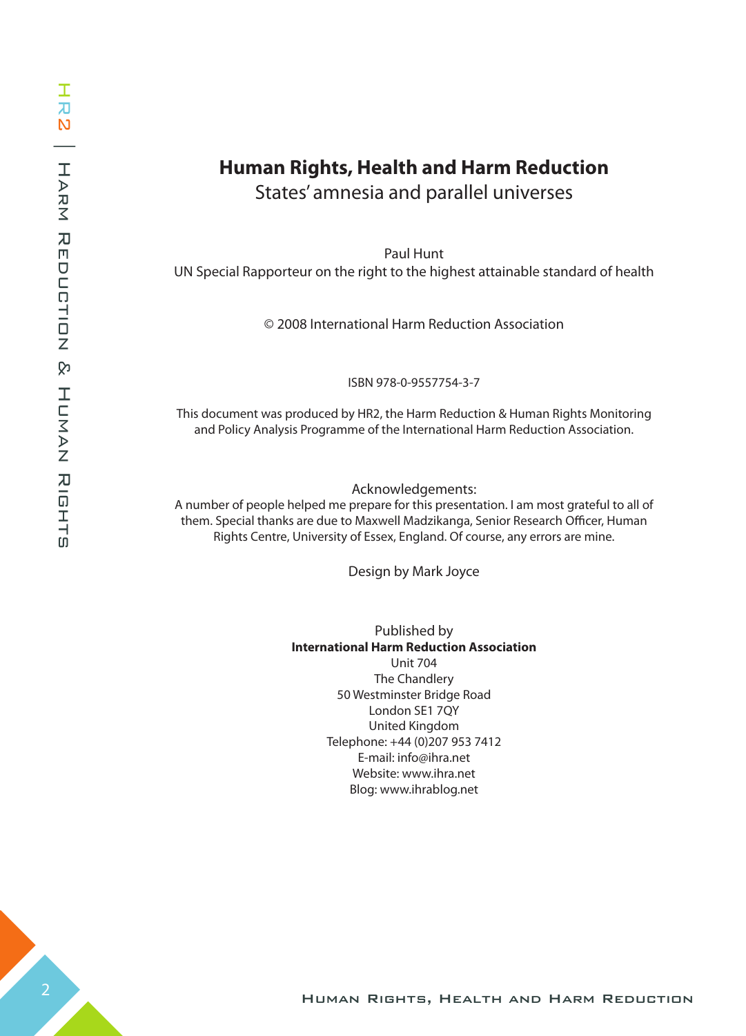**Human Rights, Health and Harm Reduction**
States' amnesia and parallel universes

Paul Hunt
UN Special Rapporteur on the right to the highest attainable standard of health

© 2008 International Harm Reduction Association

ISBN 978-0-9557754-3-7

This document was produced by HR2, the Harm Reduction & Human Rights Monitoring and Policy Analysis Programme of the International Harm Reduction Association.

Acknowledgements:
A number of people helped me prepare for this presentation. I am most grateful to all of them. Special thanks are due to Maxwell Madzikanga, Senior Research Officer, Human Rights Centre, University of Essex, England. Of course, any errors are mine.

Design by Mark Joyce

Published by
**International Harm Reduction Association**
Unit 704
The Chandlery
50 Westminster Bridge Road
London SE1 7QY
United Kingdom
Telephone: +44 (0)207 953 7412
E-mail: info@ihra.net
Website: www.ihra.net
Blog: www.ihrablog.net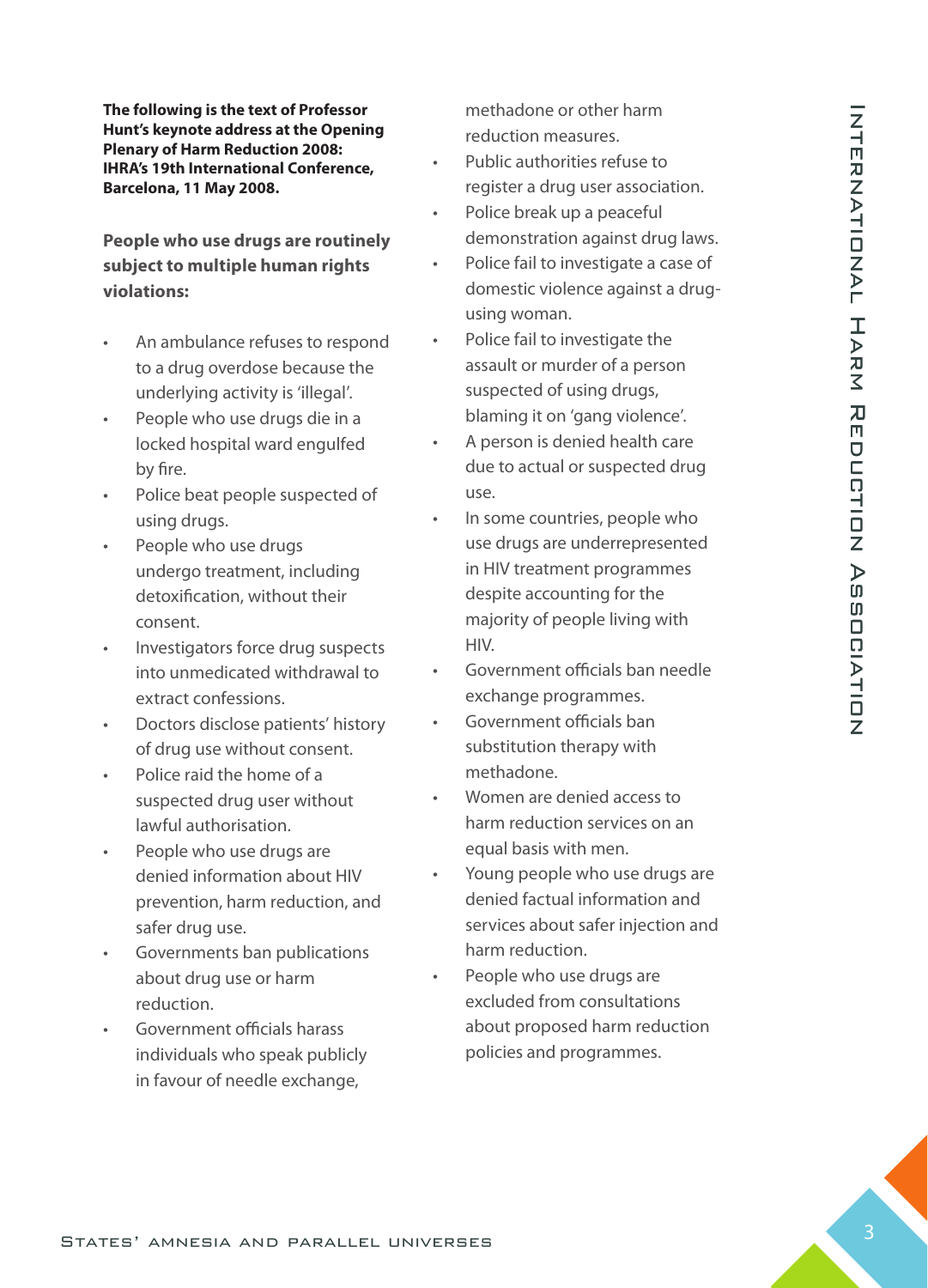**The following is the text of Professor Hunt's keynote address at the Opening Plenary of Harm Reduction 2008: IHRA's 19th International Conference, Barcelona, 11 May 2008.**

**People who use drugs are routinely subject to multiple human rights violations:**

- An ambulance refuses to respond to a drug overdose because the underlying activity is 'illegal'.
- People who use drugs die in a locked hospital ward engulfed by fire.
- Police beat people suspected of using drugs.
- People who use drugs undergo treatment, including detoxification, without their consent.
- Investigators force drug suspects into unmedicated withdrawal to extract confessions.
- Doctors disclose patients' history of drug use without consent.
- Police raid the home of a suspected drug user without lawful authorisation.
- People who use drugs are denied information about HIV prevention, harm reduction, and safer drug use.
- Governments ban publications about drug use or harm reduction.
- Government officials harass individuals who speak publicly in favour of needle exchange, methadone or other harm reduction measures.
- Public authorities refuse to register a drug user association.
- Police break up a peaceful demonstration against drug laws.
- Police fail to investigate a case of domestic violence against a drug-using woman.
- Police fail to investigate the assault or murder of a person suspected of using drugs, blaming it on 'gang violence'.
- A person is denied health care due to actual or suspected drug use.
- In some countries, people who use drugs are underrepresented in HIV treatment programmes despite accounting for the majority of people living with HIV.
- Government officials ban needle exchange programmes.
- Government officials ban substitution therapy with methadone.
- Women are denied access to harm reduction services on an equal basis with men.
- Young people who use drugs are denied factual information and services about safer injection and harm reduction.
- People who use drugs are excluded from consultations about proposed harm reduction policies and programmes.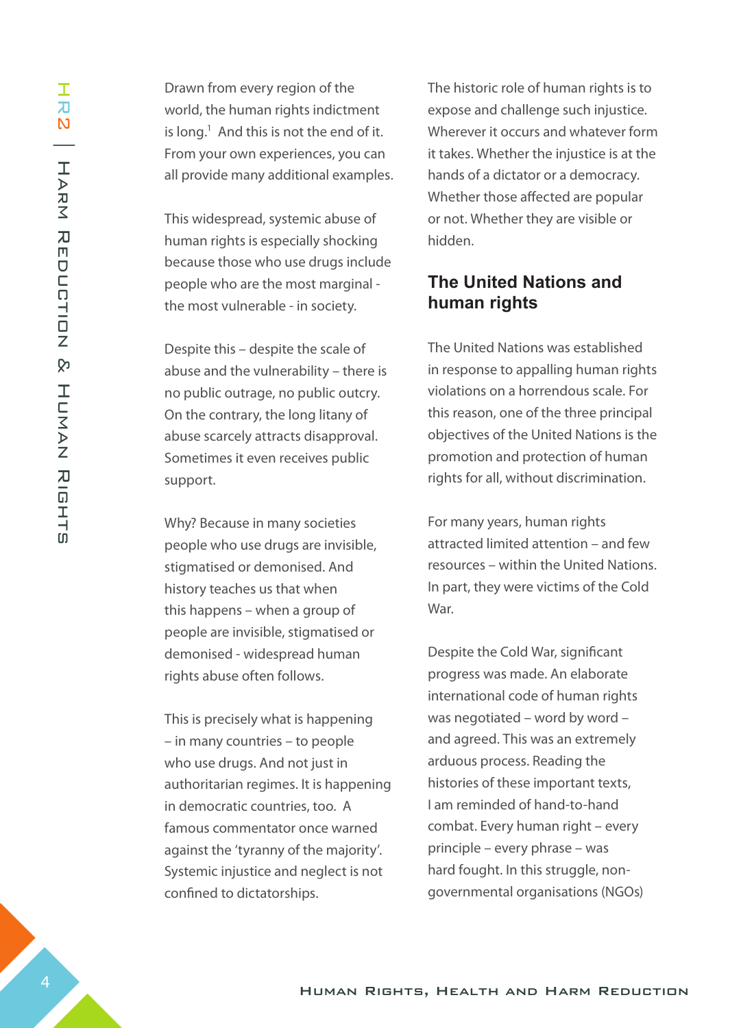Drawn from every region of the world, the human rights indictment is long.[1] And this is not the end of it. From your own experiences, you can all provide many additional examples.

This widespread, systemic abuse of human rights is especially shocking because those who use drugs include people who are the most marginal - the most vulnerable - in society.

Despite this – despite the scale of abuse and the vulnerability – there is no public outrage, no public outcry. On the contrary, the long litany of abuse scarcely attracts disapproval. Sometimes it even receives public support.

Why? Because in many societies people who use drugs are invisible, stigmatised or demonised. And history teaches us that when this happens – when a group of people are invisible, stigmatised or demonised - widespread human rights abuse often follows.

This is precisely what is happening – in many countries – to people who use drugs. And not just in authoritarian regimes. It is happening in democratic countries, too. A famous commentator once warned against the 'tyranny of the majority'. Systemic injustice and neglect is not confined to dictatorships.

The historic role of human rights is to expose and challenge such injustice. Wherever it occurs and whatever form it takes. Whether the injustice is at the hands of a dictator or a democracy. Whether those affected are popular or not. Whether they are visible or hidden.

## The United Nations and human rights

The United Nations was established in response to appalling human rights violations on a horrendous scale. For this reason, one of the three principal objectives of the United Nations is the promotion and protection of human rights for all, without discrimination.

For many years, human rights attracted limited attention – and few resources – within the United Nations. In part, they were victims of the Cold War.

Despite the Cold War, significant progress was made. An elaborate international code of human rights was negotiated – word by word – and agreed. This was an extremely arduous process. Reading the histories of these important texts, I am reminded of hand-to-hand combat. Every human right – every principle – every phrase – was hard fought. In this struggle, non-governmental organisations (NGOs)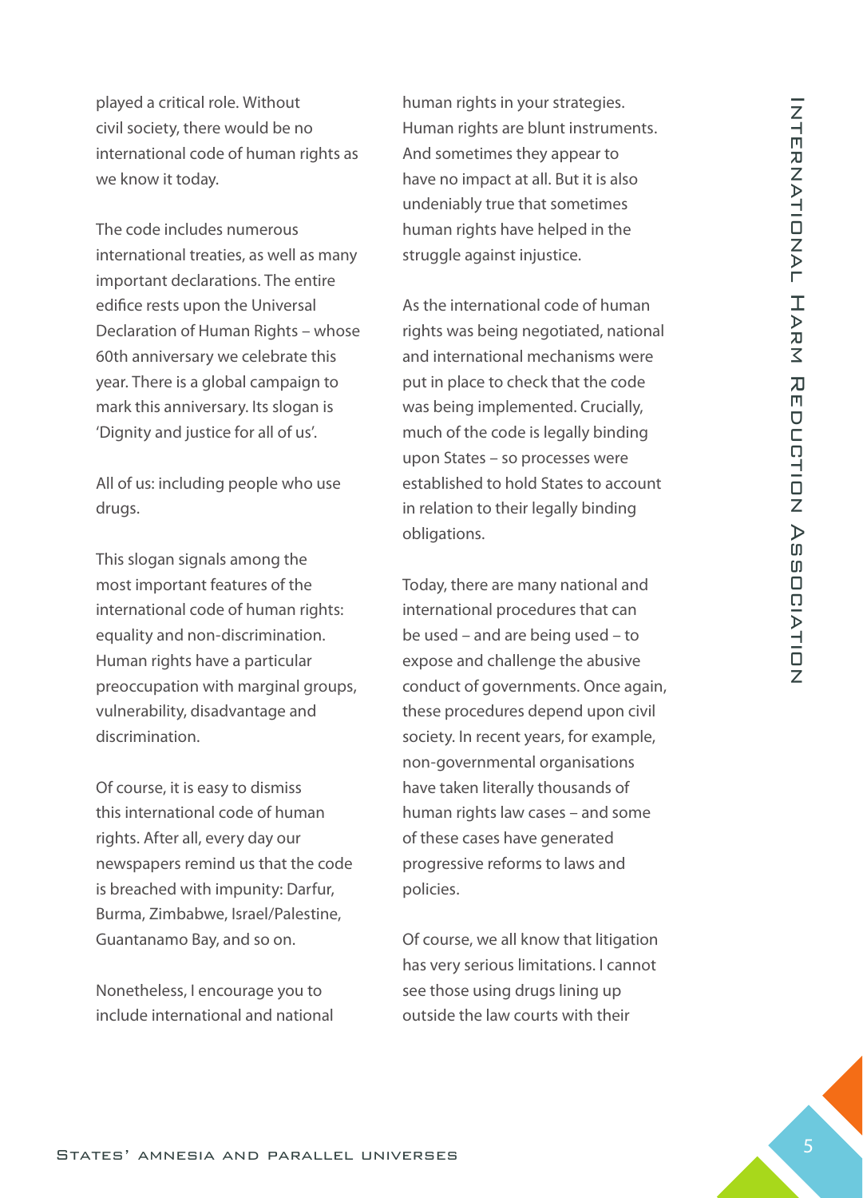played a critical role. Without civil society, there would be no international code of human rights as we know it today.

The code includes numerous international treaties, as well as many important declarations. The entire edifice rests upon the Universal Declaration of Human Rights – whose 60th anniversary we celebrate this year. There is a global campaign to mark this anniversary. Its slogan is 'Dignity and justice for all of us'.

All of us: including people who use drugs.

This slogan signals among the most important features of the international code of human rights: equality and non-discrimination. Human rights have a particular preoccupation with marginal groups, vulnerability, disadvantage and discrimination.

Of course, it is easy to dismiss this international code of human rights. After all, every day our newspapers remind us that the code is breached with impunity: Darfur, Burma, Zimbabwe, Israel/Palestine, Guantanamo Bay, and so on.

Nonetheless, I encourage you to include international and national human rights in your strategies. Human rights are blunt instruments. And sometimes they appear to have no impact at all. But it is also undeniably true that sometimes human rights have helped in the struggle against injustice.

As the international code of human rights was being negotiated, national and international mechanisms were put in place to check that the code was being implemented. Crucially, much of the code is legally binding upon States – so processes were established to hold States to account in relation to their legally binding obligations.

Today, there are many national and international procedures that can be used – and are being used – to expose and challenge the abusive conduct of governments. Once again, these procedures depend upon civil society. In recent years, for example, non-governmental organisations have taken literally thousands of human rights law cases – and some of these cases have generated progressive reforms to laws and policies.

Of course, we all know that litigation has very serious limitations. I cannot see those using drugs lining up outside the law courts with their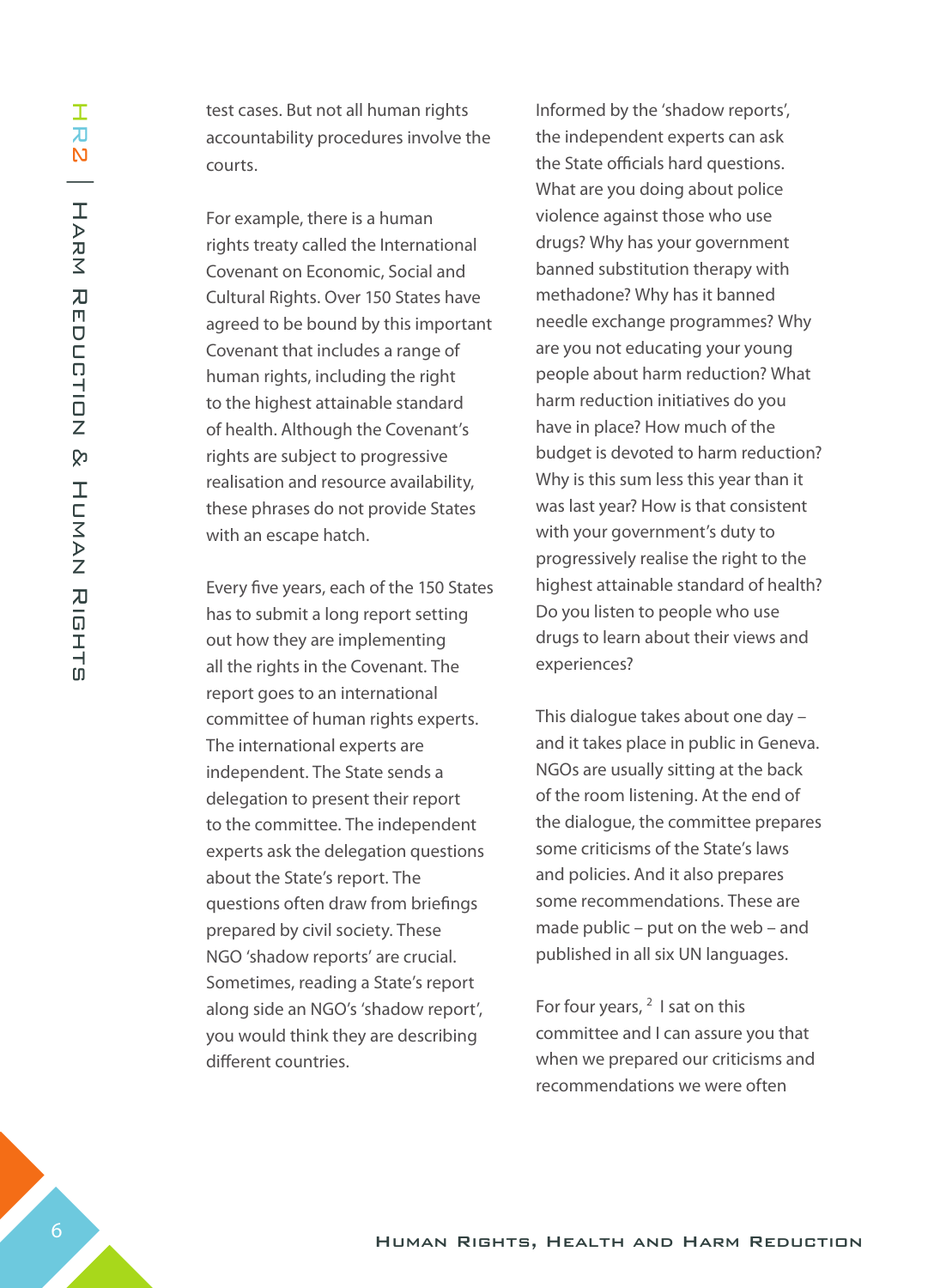test cases. But not all human rights accountability procedures involve the courts.

For example, there is a human rights treaty called the International Covenant on Economic, Social and Cultural Rights. Over 150 States have agreed to be bound by this important Covenant that includes a range of human rights, including the right to the highest attainable standard of health. Although the Covenant's rights are subject to progressive realisation and resource availability, these phrases do not provide States with an escape hatch.

Every five years, each of the 150 States has to submit a long report setting out how they are implementing all the rights in the Covenant. The report goes to an international committee of human rights experts. The international experts are independent. The State sends a delegation to present their report to the committee. The independent experts ask the delegation questions about the State's report. The questions often draw from briefings prepared by civil society. These NGO 'shadow reports' are crucial. Sometimes, reading a State's report along side an NGO's 'shadow report', you would think they are describing different countries.

Informed by the 'shadow reports', the independent experts can ask the State officials hard questions. What are you doing about police violence against those who use drugs? Why has your government banned substitution therapy with methadone? Why has it banned needle exchange programmes? Why are you not educating your young people about harm reduction? What harm reduction initiatives do you have in place? How much of the budget is devoted to harm reduction? Why is this sum less this year than it was last year? How is that consistent with your government's duty to progressively realise the right to the highest attainable standard of health? Do you listen to people who use drugs to learn about their views and experiences?

This dialogue takes about one day – and it takes place in public in Geneva. NGOs are usually sitting at the back of the room listening. At the end of the dialogue, the committee prepares some criticisms of the State's laws and policies. And it also prepares some recommendations. These are made public – put on the web – and published in all six UN languages.

For four years, [2] I sat on this committee and I can assure you that when we prepared our criticisms and recommendations we were often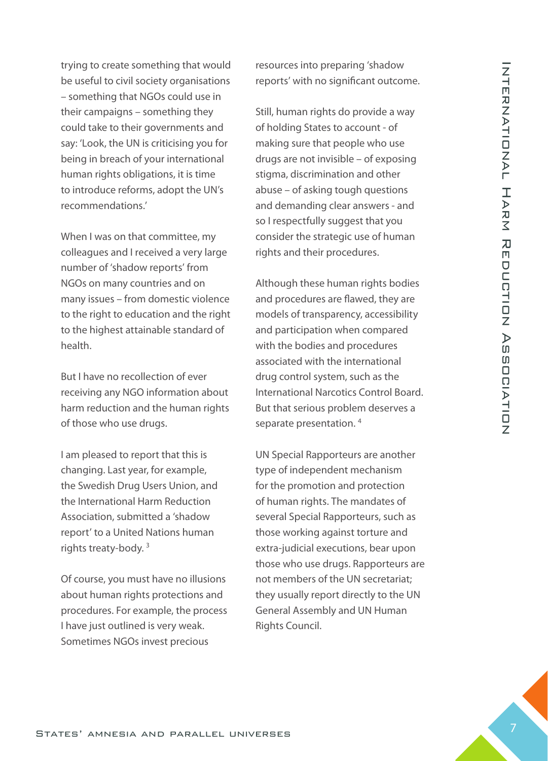trying to create something that would be useful to civil society organisations – something that NGOs could use in their campaigns – something they could take to their governments and say: 'Look, the UN is criticising you for being in breach of your international human rights obligations, it is time to introduce reforms, adopt the UN's recommendations.'

When I was on that committee, my colleagues and I received a very large number of 'shadow reports' from NGOs on many countries and on many issues – from domestic violence to the right to education and the right to the highest attainable standard of health.

But I have no recollection of ever receiving any NGO information about harm reduction and the human rights of those who use drugs.

I am pleased to report that this is changing. Last year, for example, the Swedish Drug Users Union, and the International Harm Reduction Association, submitted a 'shadow report' to a United Nations human rights treaty-body. [3]

Of course, you must have no illusions about human rights protections and procedures. For example, the process I have just outlined is very weak. Sometimes NGOs invest precious resources into preparing 'shadow reports' with no significant outcome.

Still, human rights do provide a way of holding States to account - of making sure that people who use drugs are not invisible – of exposing stigma, discrimination and other abuse – of asking tough questions and demanding clear answers - and so I respectfully suggest that you consider the strategic use of human rights and their procedures.

Although these human rights bodies and procedures are flawed, they are models of transparency, accessibility and participation when compared with the bodies and procedures associated with the international drug control system, such as the International Narcotics Control Board. But that serious problem deserves a separate presentation. [4]

UN Special Rapporteurs are another type of independent mechanism for the promotion and protection of human rights. The mandates of several Special Rapporteurs, such as those working against torture and extra-judicial executions, bear upon those who use drugs. Rapporteurs are not members of the UN secretariat; they usually report directly to the UN General Assembly and UN Human Rights Council.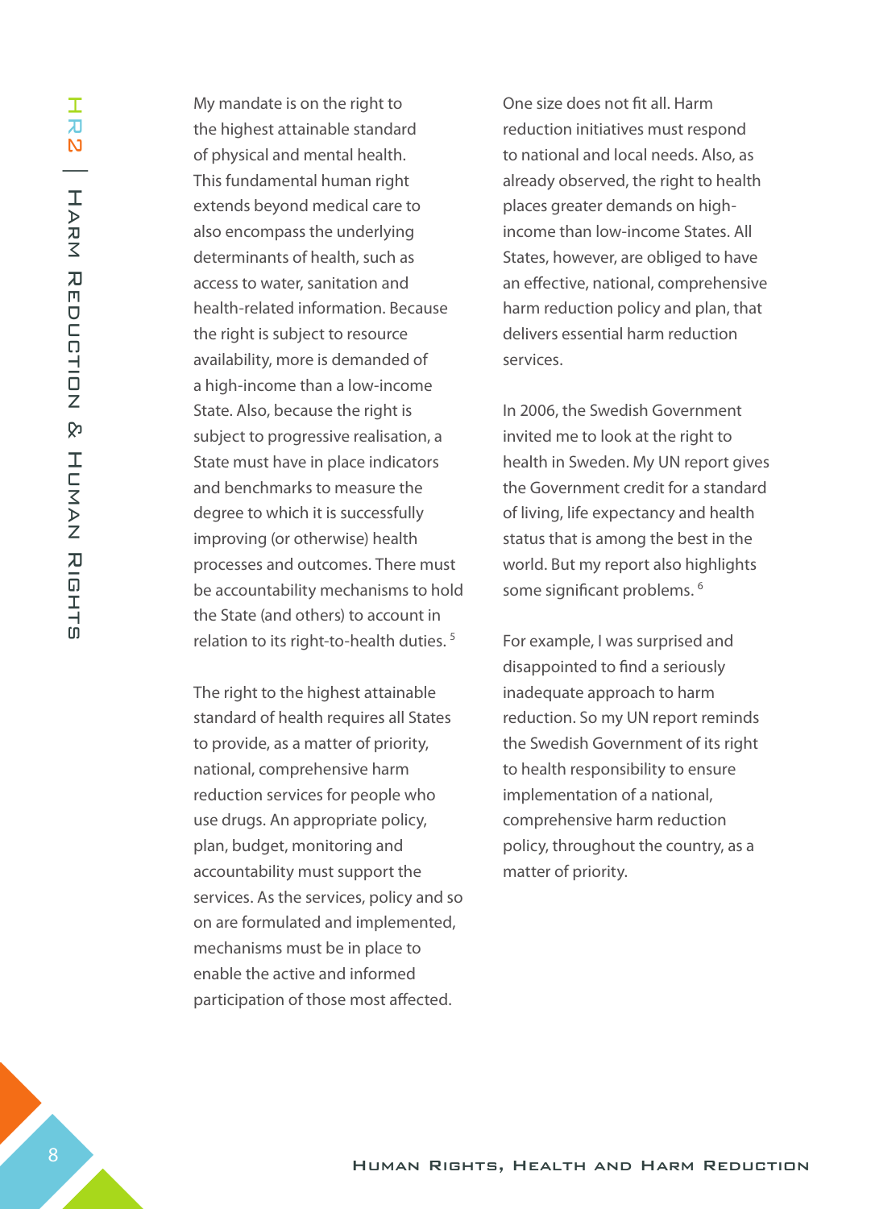My mandate is on the right to the highest attainable standard of physical and mental health. This fundamental human right extends beyond medical care to also encompass the underlying determinants of health, such as access to water, sanitation and health-related information. Because the right is subject to resource availability, more is demanded of a high-income than a low-income State. Also, because the right is subject to progressive realisation, a State must have in place indicators and benchmarks to measure the degree to which it is successfully improving (or otherwise) health processes and outcomes. There must be accountability mechanisms to hold the State (and others) to account in relation to its right-to-health duties. [5]

The right to the highest attainable standard of health requires all States to provide, as a matter of priority, national, comprehensive harm reduction services for people who use drugs. An appropriate policy, plan, budget, monitoring and accountability must support the services. As the services, policy and so on are formulated and implemented, mechanisms must be in place to enable the active and informed participation of those most affected.

One size does not fit all. Harm reduction initiatives must respond to national and local needs. Also, as already observed, the right to health places greater demands on high-income than low-income States. All States, however, are obliged to have an effective, national, comprehensive harm reduction policy and plan, that delivers essential harm reduction services.

In 2006, the Swedish Government invited me to look at the right to health in Sweden. My UN report gives the Government credit for a standard of living, life expectancy and health status that is among the best in the world. But my report also highlights some significant problems. [6]

For example, I was surprised and disappointed to find a seriously inadequate approach to harm reduction. So my UN report reminds the Swedish Government of its right to health responsibility to ensure implementation of a national, comprehensive harm reduction policy, throughout the country, as a matter of priority.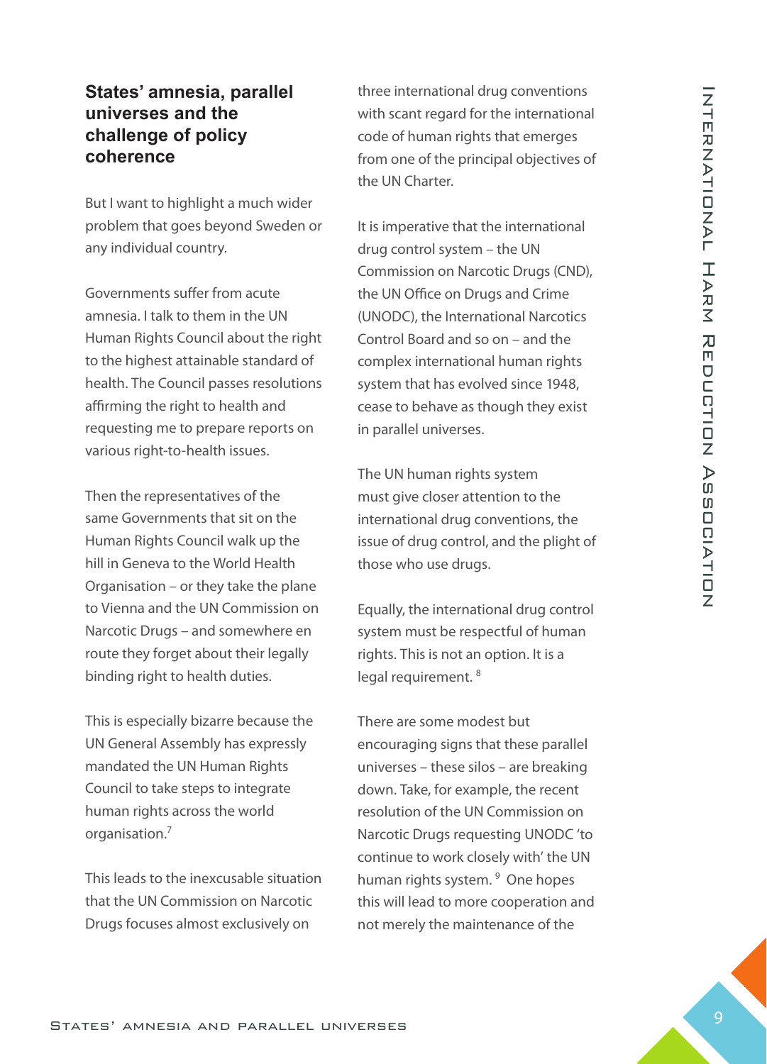## States' amnesia, parallel universes and the challenge of policy coherence

But I want to highlight a much wider problem that goes beyond Sweden or any individual country.

Governments suffer from acute amnesia. I talk to them in the UN Human Rights Council about the right to the highest attainable standard of health. The Council passes resolutions affirming the right to health and requesting me to prepare reports on various right-to-health issues.

Then the representatives of the same Governments that sit on the Human Rights Council walk up the hill in Geneva to the World Health Organisation – or they take the plane to Vienna and the UN Commission on Narcotic Drugs – and somewhere en route they forget about their legally binding right to health duties.

This is especially bizarre because the UN General Assembly has expressly mandated the UN Human Rights Council to take steps to integrate human rights across the world organisation.[7]

This leads to the inexcusable situation that the UN Commission on Narcotic Drugs focuses almost exclusively on three international drug conventions with scant regard for the international code of human rights that emerges from one of the principal objectives of the UN Charter.

It is imperative that the international drug control system – the UN Commission on Narcotic Drugs (CND), the UN Office on Drugs and Crime (UNODC), the International Narcotics Control Board and so on – and the complex international human rights system that has evolved since 1948, cease to behave as though they exist in parallel universes.

The UN human rights system must give closer attention to the international drug conventions, the issue of drug control, and the plight of those who use drugs.

Equally, the international drug control system must be respectful of human rights. This is not an option. It is a legal requirement.[8]

There are some modest but encouraging signs that these parallel universes – these silos – are breaking down. Take, for example, the recent resolution of the UN Commission on Narcotic Drugs requesting UNODC 'to continue to work closely with' the UN human rights system.[9] One hopes this will lead to more cooperation and not merely the maintenance of the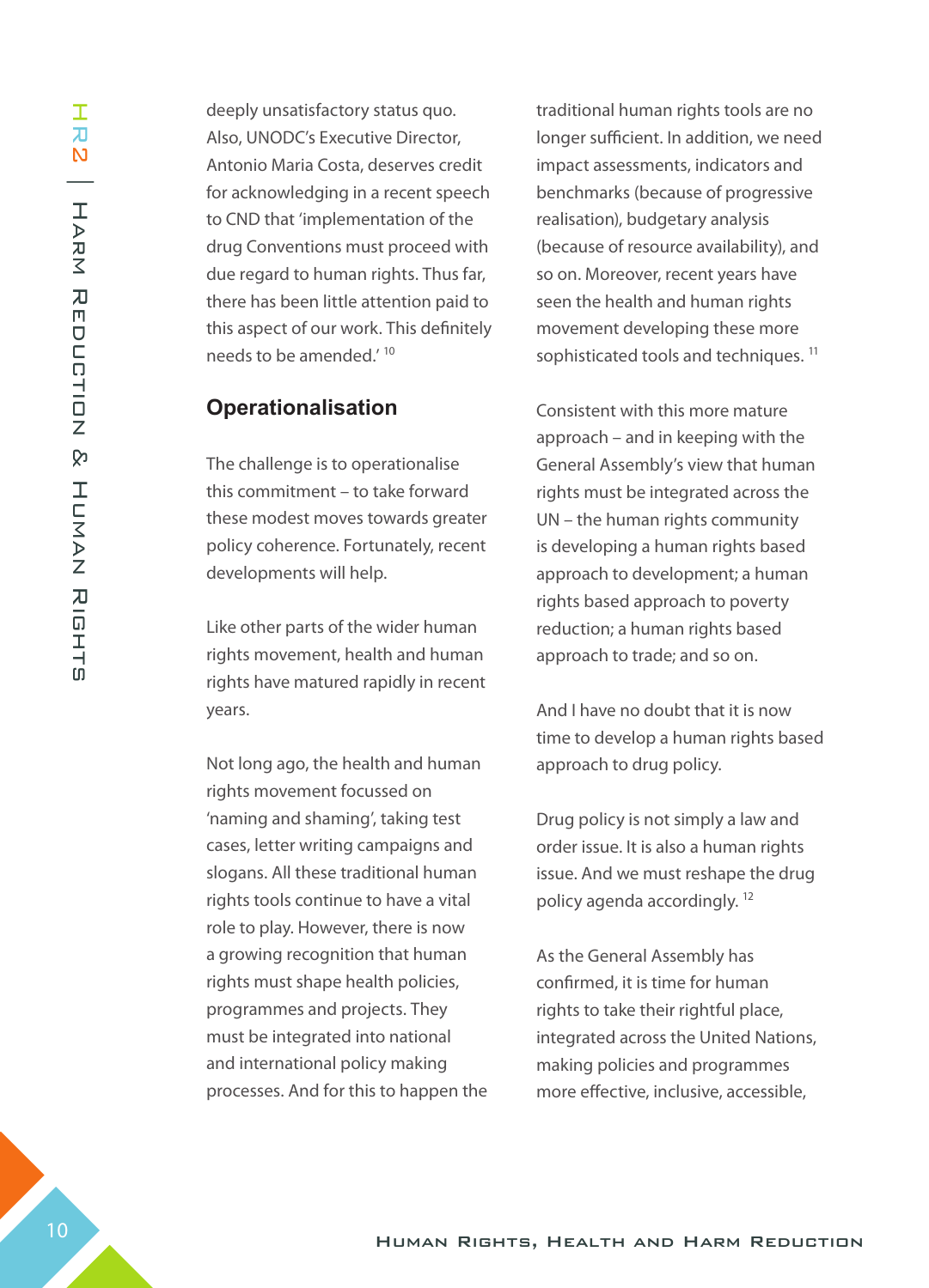deeply unsatisfactory status quo. Also, UNODC's Executive Director, Antonio Maria Costa, deserves credit for acknowledging in a recent speech to CND that 'implementation of the drug Conventions must proceed with due regard to human rights. Thus far, there has been little attention paid to this aspect of our work. This definitely needs to be amended.' [10]

## Operationalisation

The challenge is to operationalise this commitment – to take forward these modest moves towards greater policy coherence. Fortunately, recent developments will help.

Like other parts of the wider human rights movement, health and human rights have matured rapidly in recent years.

Not long ago, the health and human rights movement focussed on 'naming and shaming', taking test cases, letter writing campaigns and slogans. All these traditional human rights tools continue to have a vital role to play. However, there is now a growing recognition that human rights must shape health policies, programmes and projects. They must be integrated into national and international policy making processes. And for this to happen the traditional human rights tools are no longer sufficient. In addition, we need impact assessments, indicators and benchmarks (because of progressive realisation), budgetary analysis (because of resource availability), and so on. Moreover, recent years have seen the health and human rights movement developing these more sophisticated tools and techniques. [11]

Consistent with this more mature approach – and in keeping with the General Assembly's view that human rights must be integrated across the UN – the human rights community is developing a human rights based approach to development; a human rights based approach to poverty reduction; a human rights based approach to trade; and so on.

And I have no doubt that it is now time to develop a human rights based approach to drug policy.

Drug policy is not simply a law and order issue. It is also a human rights issue. And we must reshape the drug policy agenda accordingly. [12]

As the General Assembly has confirmed, it is time for human rights to take their rightful place, integrated across the United Nations, making policies and programmes more effective, inclusive, accessible,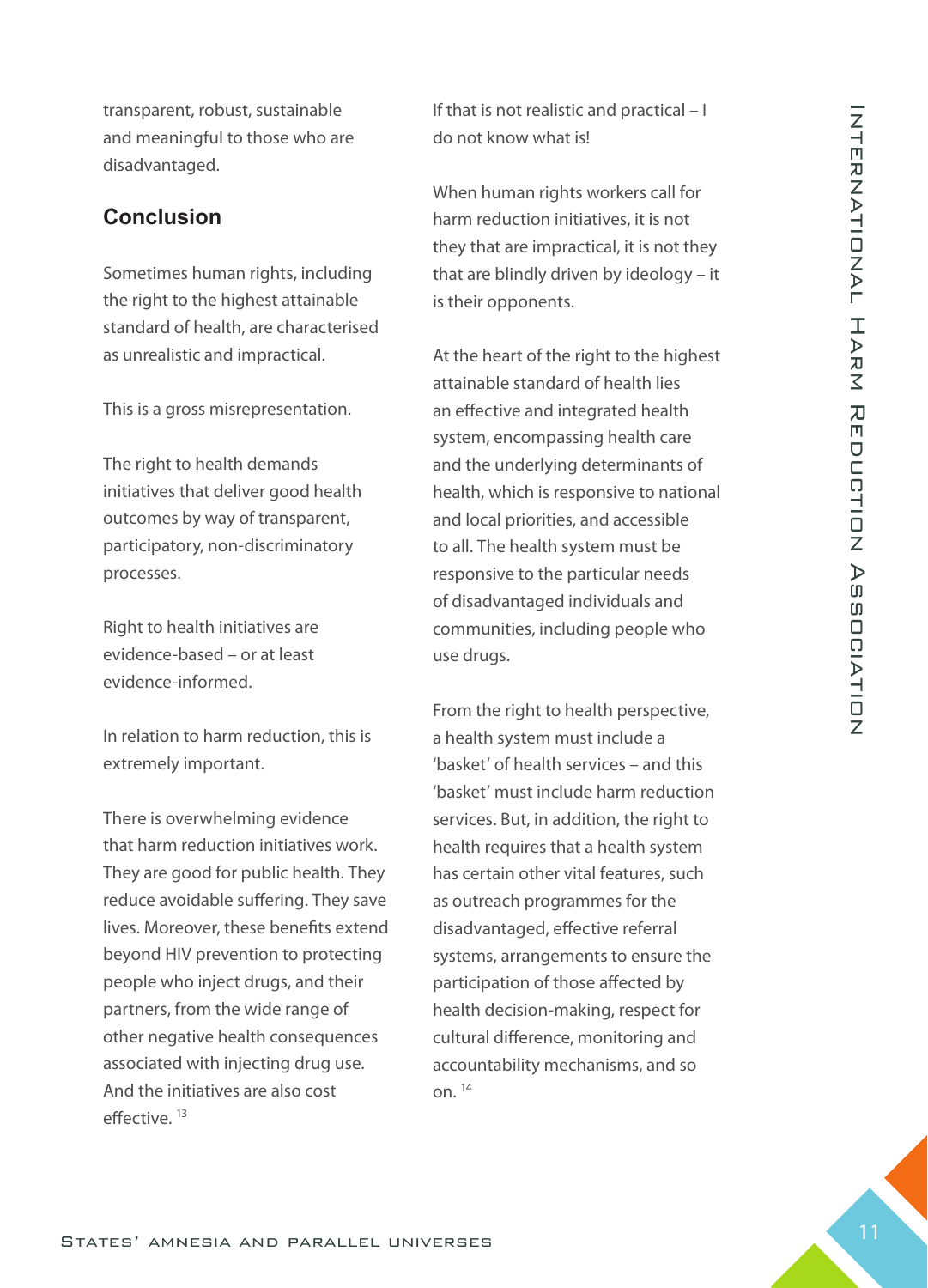transparent, robust, sustainable and meaningful to those who are disadvantaged.

## Conclusion

Sometimes human rights, including the right to the highest attainable standard of health, are characterised as unrealistic and impractical.

This is a gross misrepresentation.

The right to health demands initiatives that deliver good health outcomes by way of transparent, participatory, non-discriminatory processes.

Right to health initiatives are evidence-based – or at least evidence-informed.

In relation to harm reduction, this is extremely important.

There is overwhelming evidence that harm reduction initiatives work. They are good for public health. They reduce avoidable suffering. They save lives. Moreover, these benefits extend beyond HIV prevention to protecting people who inject drugs, and their partners, from the wide range of other negative health consequences associated with injecting drug use. And the initiatives are also cost effective. [13]

If that is not realistic and practical – I do not know what is!

When human rights workers call for harm reduction initiatives, it is not they that are impractical, it is not they that are blindly driven by ideology – it is their opponents.

At the heart of the right to the highest attainable standard of health lies an effective and integrated health system, encompassing health care and the underlying determinants of health, which is responsive to national and local priorities, and accessible to all. The health system must be responsive to the particular needs of disadvantaged individuals and communities, including people who use drugs.

From the right to health perspective, a health system must include a 'basket' of health services – and this 'basket' must include harm reduction services. But, in addition, the right to health requires that a health system has certain other vital features, such as outreach programmes for the disadvantaged, effective referral systems, arrangements to ensure the participation of those affected by health decision-making, respect for cultural difference, monitoring and accountability mechanisms, and so on. [14]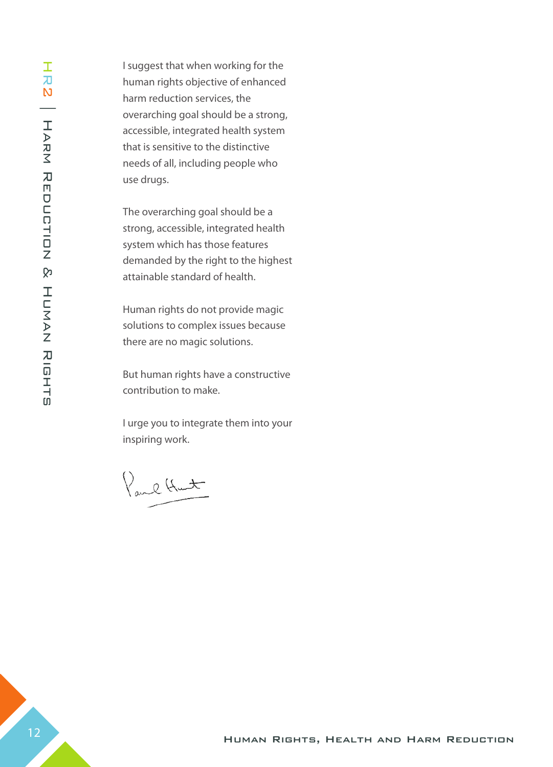I suggest that when working for the human rights objective of enhanced harm reduction services, the overarching goal should be a strong, accessible, integrated health system that is sensitive to the distinctive needs of all, including people who use drugs.

The overarching goal should be a strong, accessible, integrated health system which has those features demanded by the right to the highest attainable standard of health.

Human rights do not provide magic solutions to complex issues because there are no magic solutions.

But human rights have a constructive contribution to make.

I urge you to integrate them into your inspiring work.

Paul Hunt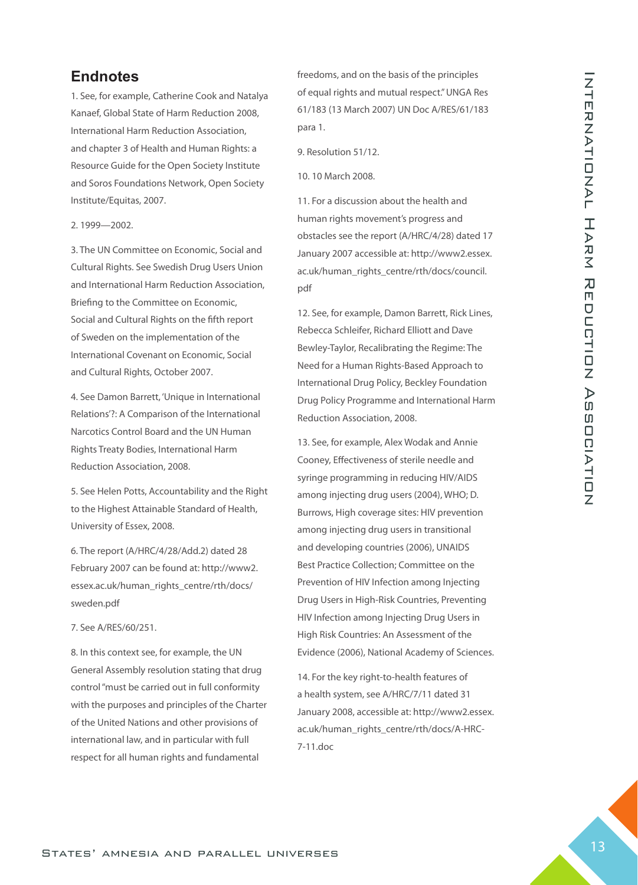## Endnotes

1. See, for example, Catherine Cook and Natalya Kanaef, Global State of Harm Reduction 2008, International Harm Reduction Association, and chapter 3 of Health and Human Rights: a Resource Guide for the Open Society Institute and Soros Foundations Network, Open Society Institute/Equitas, 2007.

2. 1999—2002.

3. The UN Committee on Economic, Social and Cultural Rights. See Swedish Drug Users Union and International Harm Reduction Association, Briefing to the Committee on Economic, Social and Cultural Rights on the fifth report of Sweden on the implementation of the International Covenant on Economic, Social and Cultural Rights, October 2007.

4. See Damon Barrett, 'Unique in International Relations'?: A Comparison of the International Narcotics Control Board and the UN Human Rights Treaty Bodies, International Harm Reduction Association, 2008.

5. See Helen Potts, Accountability and the Right to the Highest Attainable Standard of Health, University of Essex, 2008.

6. The report (A/HRC/4/28/Add.2) dated 28 February 2007 can be found at: http://www2.essex.ac.uk/human_rights_centre/rth/docs/sweden.pdf

7. See A/RES/60/251.

8. In this context see, for example, the UN General Assembly resolution stating that drug control "must be carried out in full conformity with the purposes and principles of the Charter of the United Nations and other provisions of international law, and in particular with full respect for all human rights and fundamental freedoms, and on the basis of the principles of equal rights and mutual respect." UNGA Res 61/183 (13 March 2007) UN Doc A/RES/61/183 para 1.

9. Resolution 51/12.

10. 10 March 2008.

11. For a discussion about the health and human rights movement's progress and obstacles see the report (A/HRC/4/28) dated 17 January 2007 accessible at: http://www2.essex.ac.uk/human_rights_centre/rth/docs/council.pdf

12. See, for example, Damon Barrett, Rick Lines, Rebecca Schleifer, Richard Elliott and Dave Bewley-Taylor, Recalibrating the Regime: The Need for a Human Rights-Based Approach to International Drug Policy, Beckley Foundation Drug Policy Programme and International Harm Reduction Association, 2008.

13. See, for example, Alex Wodak and Annie Cooney, Effectiveness of sterile needle and syringe programming in reducing HIV/AIDS among injecting drug users (2004), WHO; D. Burrows, High coverage sites: HIV prevention among injecting drug users in transitional and developing countries (2006), UNAIDS Best Practice Collection; Committee on the Prevention of HIV Infection among Injecting Drug Users in High-Risk Countries, Preventing HIV Infection among Injecting Drug Users in High Risk Countries: An Assessment of the Evidence (2006), National Academy of Sciences.

14. For the key right-to-health features of a health system, see A/HRC/7/11 dated 31 January 2008, accessible at: http://www2.essex.ac.uk/human_rights_centre/rth/docs/A-HRC-7-11.doc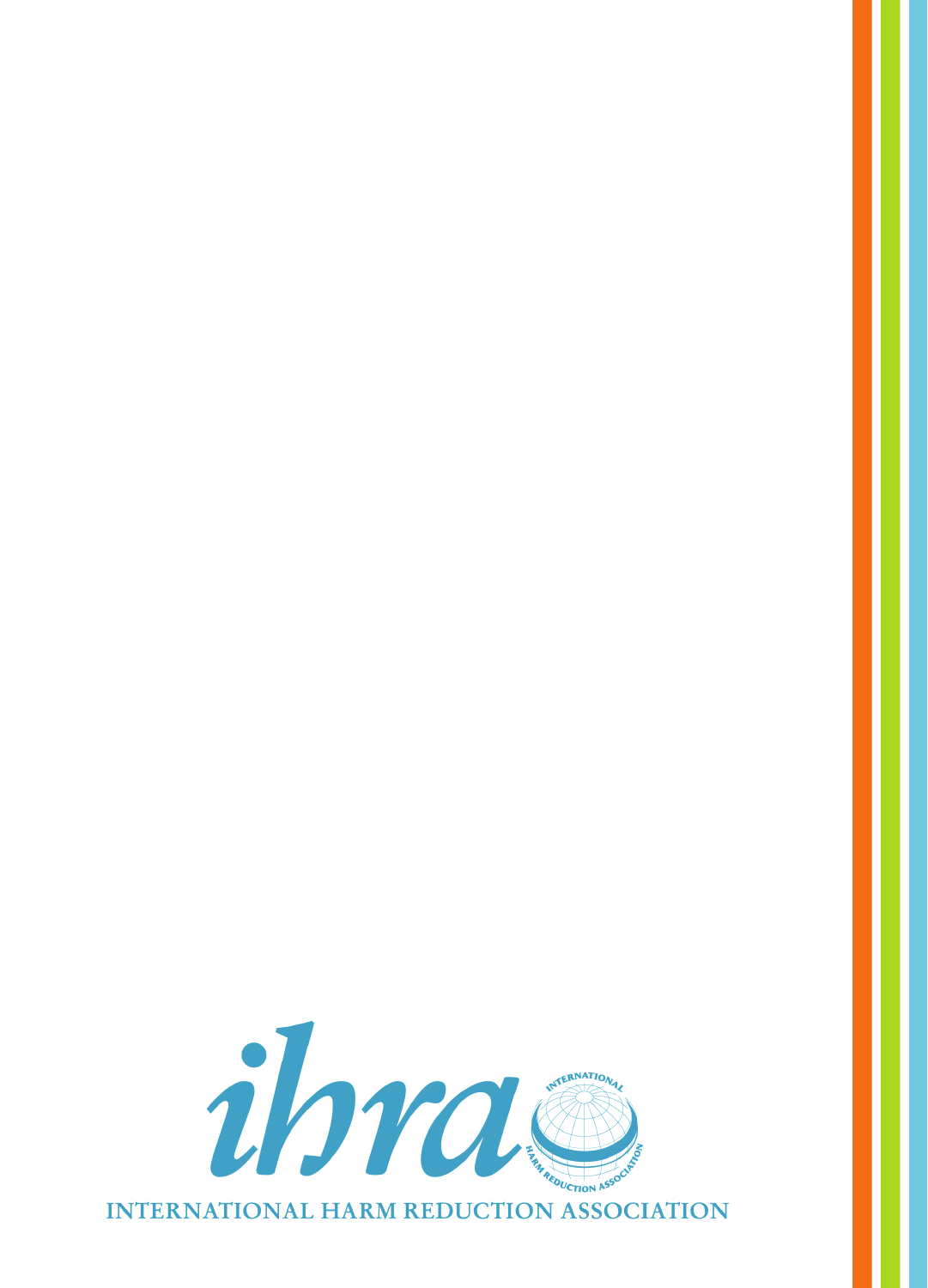ihra

INTERNATIONAL HARM REDUCTION ASSOCIATION